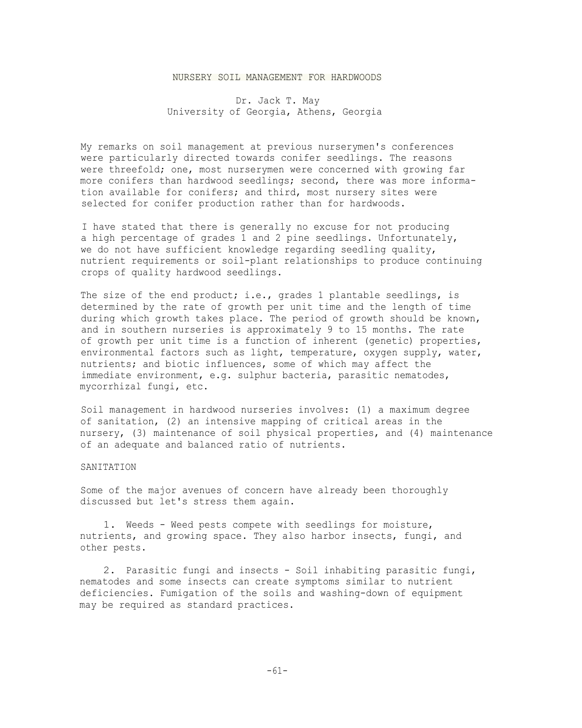# NURSERY SOIL MANAGEMENT FOR HARDWOODS

Dr. Jack T. May
University of Georgia, Athens, Georgia

My remarks on soil management at previous nurserymen's conferences were particularly directed towards conifer seedlings. The reasons were threefold; one, most nurserymen were concerned with growing far more conifers than hardwood seedlings; second, there was more information available for conifers; and third, most nursery sites were selected for conifer production rather than for hardwoods.

I have stated that there is generally no excuse for not producing a high percentage of grades 1 and 2 pine seedlings. Unfortunately, we do not have sufficient knowledge regarding seedling quality, nutrient requirements or soil-plant relationships to produce continuing crops of quality hardwood seedlings.

The size of the end product; i.e., grades 1 plantable seedlings, is determined by the rate of growth per unit time and the length of time during which growth takes place. The period of growth should be known, and in southern nurseries is approximately 9 to 15 months. The rate of growth per unit time is a function of inherent (genetic) properties, environmental factors such as light, temperature, oxygen supply, water, nutrients; and biotic influences, some of which may affect the immediate environment, e.g. sulphur bacteria, parasitic nematodes, mycorrhizal fungi, etc.

Soil management in hardwood nurseries involves: (1) a maximum degree of sanitation, (2) an intensive mapping of critical areas in the nursery, (3) maintenance of soil physical properties, and (4) maintenance of an adequate and balanced ratio of nutrients.

## SANITATION

Some of the major avenues of concern have already been thoroughly discussed but let's stress them again.

1. Weeds - Weed pests compete with seedlings for moisture, nutrients, and growing space. They also harbor insects, fungi, and other pests.

2. Parasitic fungi and insects - Soil inhabiting parasitic fungi, nematodes and some insects can create symptoms similar to nutrient deficiencies. Fumigation of the soils and washing-down of equipment may be required as standard practices.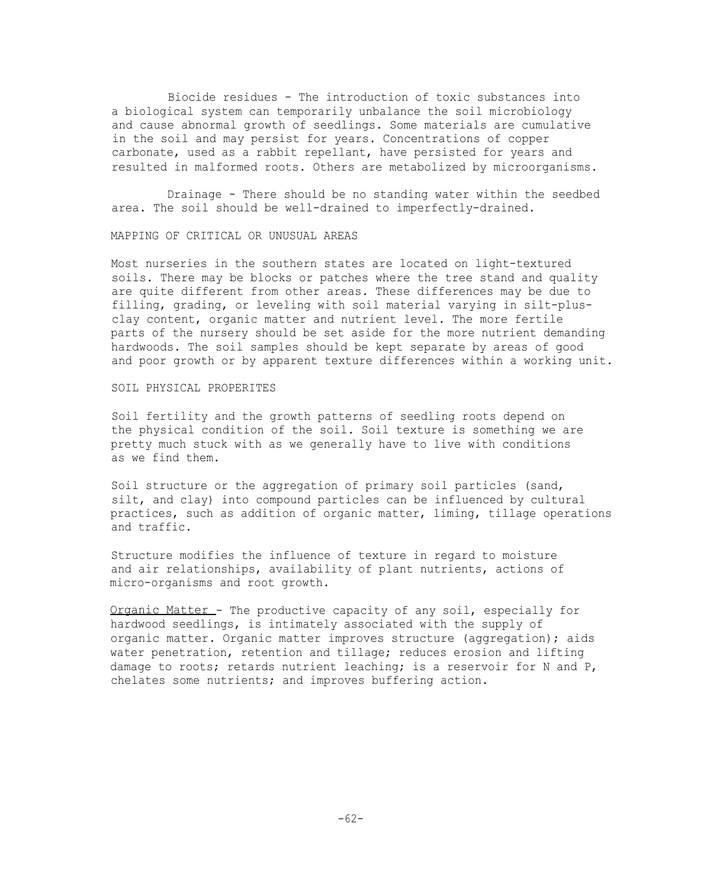Biocide residues - The introduction of toxic substances into a biological system can temporarily unbalance the soil microbiology and cause abnormal growth of seedlings. Some materials are cumulative in the soil and may persist for years. Concentrations of copper carbonate, used as a rabbit repellant, have persisted for years and resulted in malformed roots. Others are metabolized by microorganisms.

Drainage - There should be no standing water within the seedbed area. The soil should be well-drained to imperfectly-drained.

## MAPPING OF CRITICAL OR UNUSUAL AREAS

Most nurseries in the southern states are located on light-textured soils. There may be blocks or patches where the tree stand and quality are quite different from other areas. These differences may be due to filling, grading, or leveling with soil material varying in silt-plus-clay content, organic matter and nutrient level. The more fertile parts of the nursery should be set aside for the more nutrient demanding hardwoods. The soil samples should be kept separate by areas of good and poor growth or by apparent texture differences within a working unit.

## SOIL PHYSICAL PROPERITES

Soil fertility and the growth patterns of seedling roots depend on the physical condition of the soil. Soil texture is something we are pretty much stuck with as we generally have to live with conditions as we find them.

Soil structure or the aggregation of primary soil particles (sand, silt, and clay) into compound particles can be influenced by cultural practices, such as addition of organic matter, liming, tillage operations and traffic.

Structure modifies the influence of texture in regard to moisture and air relationships, availability of plant nutrients, actions of micro-organisms and root growth.

<u>Organic Matter</u> - The productive capacity of any soil, especially for hardwood seedlings, is intimately associated with the supply of organic matter. Organic matter improves structure (aggregation); aids water penetration, retention and tillage; reduces erosion and lifting damage to roots; retards nutrient leaching; is a reservoir for N and P, chelates some nutrients; and improves buffering action.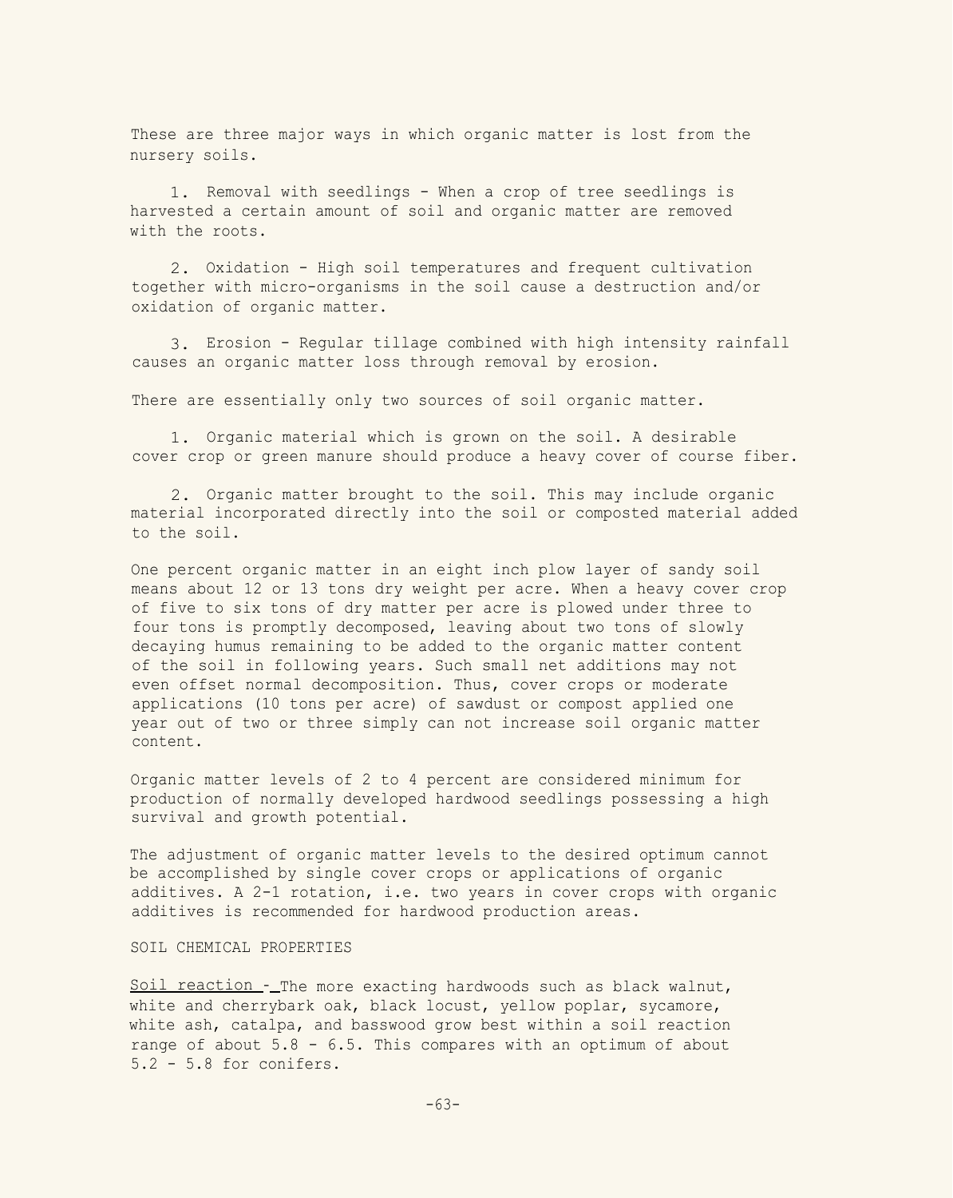These are three major ways in which organic matter is lost from the nursery soils.

1. Removal with seedlings - When a crop of tree seedlings is harvested a certain amount of soil and organic matter are removed with the roots.

2. Oxidation - High soil temperatures and frequent cultivation together with micro-organisms in the soil cause a destruction and/or oxidation of organic matter.

3. Erosion - Regular tillage combined with high intensity rainfall causes an organic matter loss through removal by erosion.

There are essentially only two sources of soil organic matter.

1. Organic material which is grown on the soil. A desirable cover crop or green manure should produce a heavy cover of course fiber.

2. Organic matter brought to the soil. This may include organic material incorporated directly into the soil or composted material added to the soil.

One percent organic matter in an eight inch plow layer of sandy soil means about 12 or 13 tons dry weight per acre. When a heavy cover crop of five to six tons of dry matter per acre is plowed under three to four tons is promptly decomposed, leaving about two tons of slowly decaying humus remaining to be added to the organic matter content of the soil in following years. Such small net additions may not even offset normal decomposition. Thus, cover crops or moderate applications (10 tons per acre) of sawdust or compost applied one year out of two or three simply can not increase soil organic matter content.

Organic matter levels of 2 to 4 percent are considered minimum for production of normally developed hardwood seedlings possessing a high survival and growth potential.

The adjustment of organic matter levels to the desired optimum cannot be accomplished by single cover crops or applications of organic additives. A 2-1 rotation, i.e. two years in cover crops with organic additives is recommended for hardwood production areas.

## SOIL CHEMICAL PROPERTIES

<u>Soil reaction</u> - The more exacting hardwoods such as black walnut, white and cherrybark oak, black locust, yellow poplar, sycamore, white ash, catalpa, and basswood grow best within a soil reaction range of about 5.8 - 6.5. This compares with an optimum of about 5.2 - 5.8 for conifers.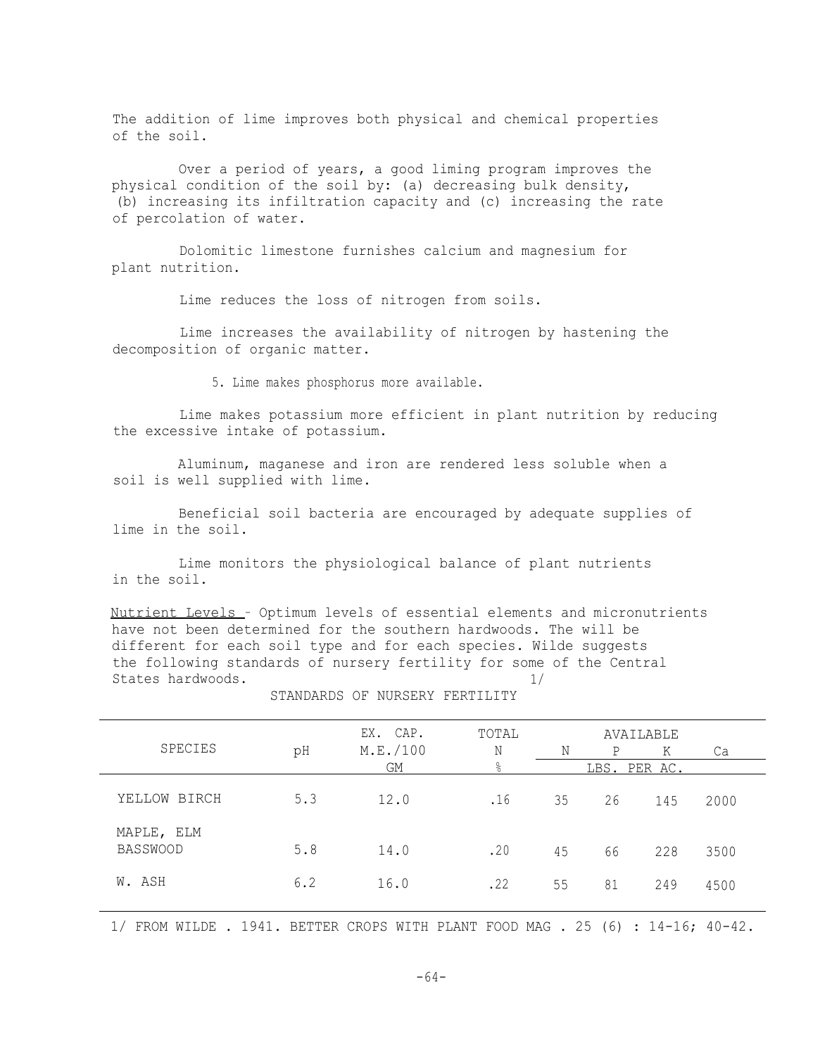The addition of lime improves both physical and chemical properties of the soil.

Over a period of years, a good liming program improves the physical condition of the soil by: (a) decreasing bulk density, (b) increasing its infiltration capacity and (c) increasing the rate of percolation of water.

Dolomitic limestone furnishes calcium and magnesium for plant nutrition.

Lime reduces the loss of nitrogen from soils.

Lime increases the availability of nitrogen by hastening the decomposition of organic matter.

5. Lime makes phosphorus more available.

Lime makes potassium more efficient in plant nutrition by reducing the excessive intake of potassium.

Aluminum, maganese and iron are rendered less soluble when a soil is well supplied with lime.

Beneficial soil bacteria are encouraged by adequate supplies of lime in the soil.

Lime monitors the physiological balance of plant nutrients in the soil.

<u>Nutrient Levels</u> - Optimum levels of essential elements and micronutrients have not been determined for the southern hardwoods. The will be different for each soil type and for each species. Wilde suggests the following standards of nursery fertility for some of the Central States hardwoods. 1/

STANDARDS OF NURSERY FERTILITY

| SPECIES | pH | EX. CAP. M.E./100 GM | TOTAL N % | AVAILABLE N | P | K | Ca |
|---|---|---|---|---|---|---|---|
| | | | | LBS. PER AC. | | | |
| YELLOW BIRCH | 5.3 | 12.0 | .16 | 35 | 26 | 145 | 2000 |
| MAPLE, ELM BASSWOOD | 5.8 | 14.0 | .20 | 45 | 66 | 228 | 3500 |
| W. ASH | 6.2 | 16.0 | .22 | 55 | 81 | 249 | 4500 |

1/ FROM WILDE . 1941. BETTER CROPS WITH PLANT FOOD MAG . 25 (6) : 14-16; 40-42.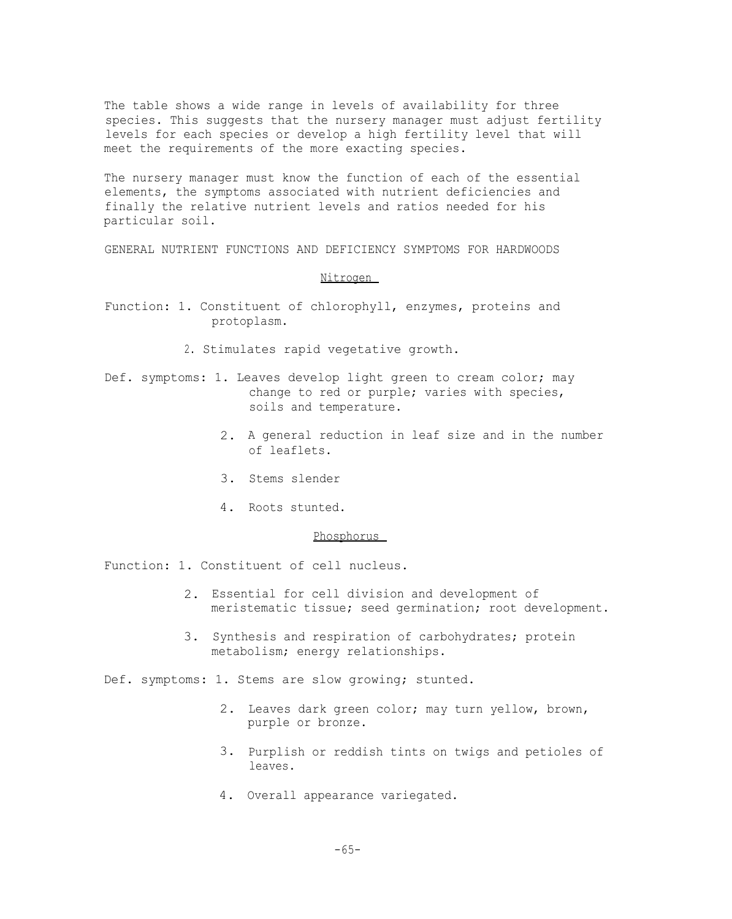The table shows a wide range in levels of availability for three species. This suggests that the nursery manager must adjust fertility levels for each species or develop a high fertility level that will meet the requirements of the more exacting species.

The nursery manager must know the function of each of the essential elements, the symptoms associated with nutrient deficiencies and finally the relative nutrient levels and ratios needed for his particular soil.

## GENERAL NUTRIENT FUNCTIONS AND DEFICIENCY SYMPTOMS FOR HARDWOODS

### Nitrogen

Function:
1. Constituent of chlorophyll, enzymes, proteins and protoplasm.
2. Stimulates rapid vegetative growth.

Def. symptoms:
1. Leaves develop light green to cream color; may change to red or purple; varies with species, soils and temperature.
2. A general reduction in leaf size and in the number of leaflets.
3. Stems slender
4. Roots stunted.

### Phosphorus

Function:
1. Constituent of cell nucleus.
2. Essential for cell division and development of meristematic tissue; seed germination; root development.
3. Synthesis and respiration of carbohydrates; protein metabolism; energy relationships.

Def. symptoms:
1. Stems are slow growing; stunted.
2. Leaves dark green color; may turn yellow, brown, purple or bronze.
3. Purplish or reddish tints on twigs and petioles of leaves.
4. Overall appearance variegated.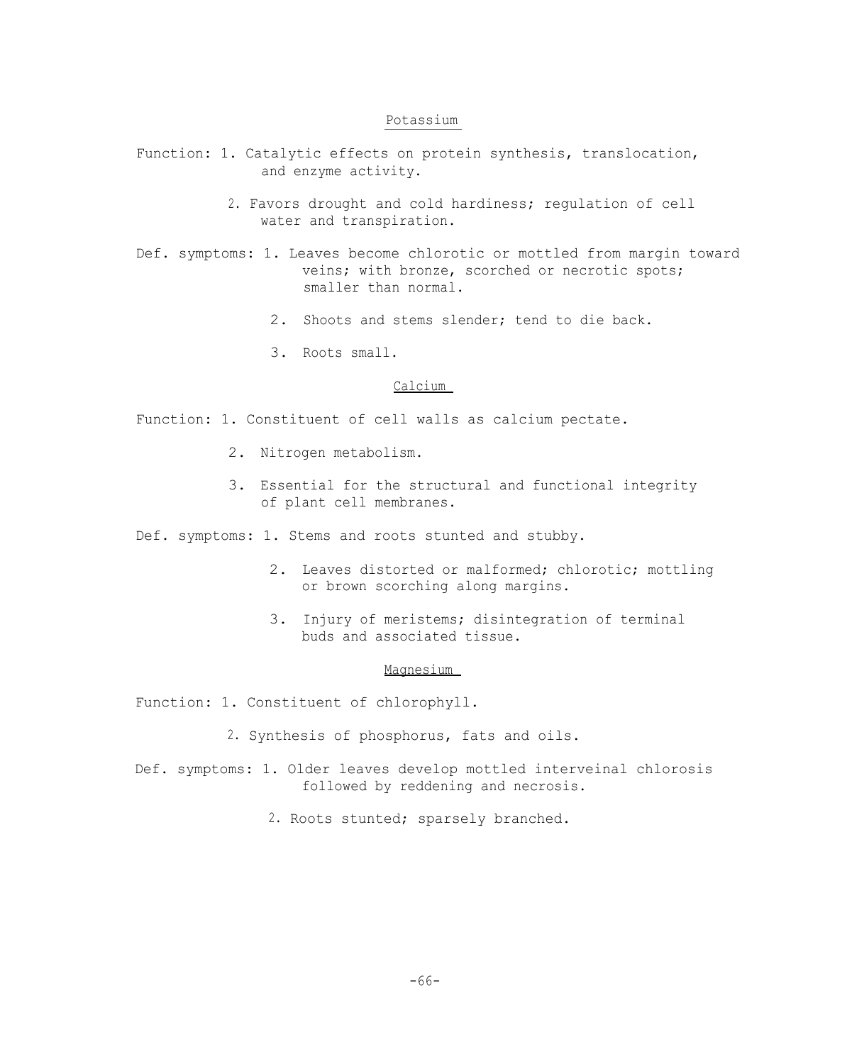## Potassium

Function:
1. Catalytic effects on protein synthesis, translocation, and enzyme activity.
2. Favors drought and cold hardiness; regulation of cell water and transpiration.

Def. symptoms:
1. Leaves become chlorotic or mottled from margin toward veins; with bronze, scorched or necrotic spots; smaller than normal.
2. Shoots and stems slender; tend to die back.
3. Roots small.

## Calcium

Function:
1. Constituent of cell walls as calcium pectate.
2. Nitrogen metabolism.
3. Essential for the structural and functional integrity of plant cell membranes.

Def. symptoms:
1. Stems and roots stunted and stubby.
2. Leaves distorted or malformed; chlorotic; mottling or brown scorching along margins.
3. Injury of meristems; disintegration of terminal buds and associated tissue.

## Magnesium

Function:
1. Constituent of chlorophyll.
2. Synthesis of phosphorus, fats and oils.

Def. symptoms:
1. Older leaves develop mottled interveinal chlorosis followed by reddening and necrosis.
2. Roots stunted; sparsely branched.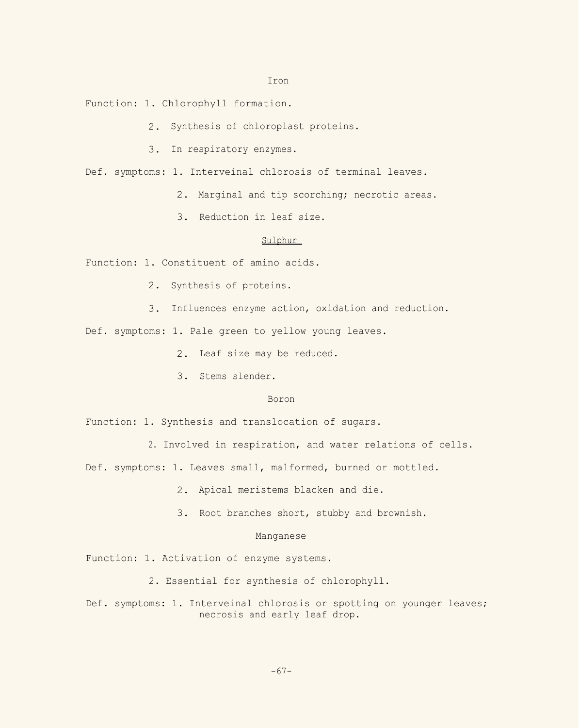## Iron

Function: 1. Chlorophyll formation.

2. Synthesis of chloroplast proteins.

3. In respiratory enzymes.

Def. symptoms: 1. Interveinal chlorosis of terminal leaves.

2. Marginal and tip scorching; necrotic areas.

3. Reduction in leaf size.

## Sulphur

Function: 1. Constituent of amino acids.

2. Synthesis of proteins.

3. Influences enzyme action, oxidation and reduction.

Def. symptoms: 1. Pale green to yellow young leaves.

2. Leaf size may be reduced.

3. Stems slender.

## Boron

Function: 1. Synthesis and translocation of sugars.

2. Involved in respiration, and water relations of cells.

Def. symptoms: 1. Leaves small, malformed, burned or mottled.

2. Apical meristems blacken and die.

3. Root branches short, stubby and brownish.

## Manganese

Function: 1. Activation of enzyme systems.

2. Essential for synthesis of chlorophyll.

Def. symptoms: 1. Interveinal chlorosis or spotting on younger leaves; necrosis and early leaf drop.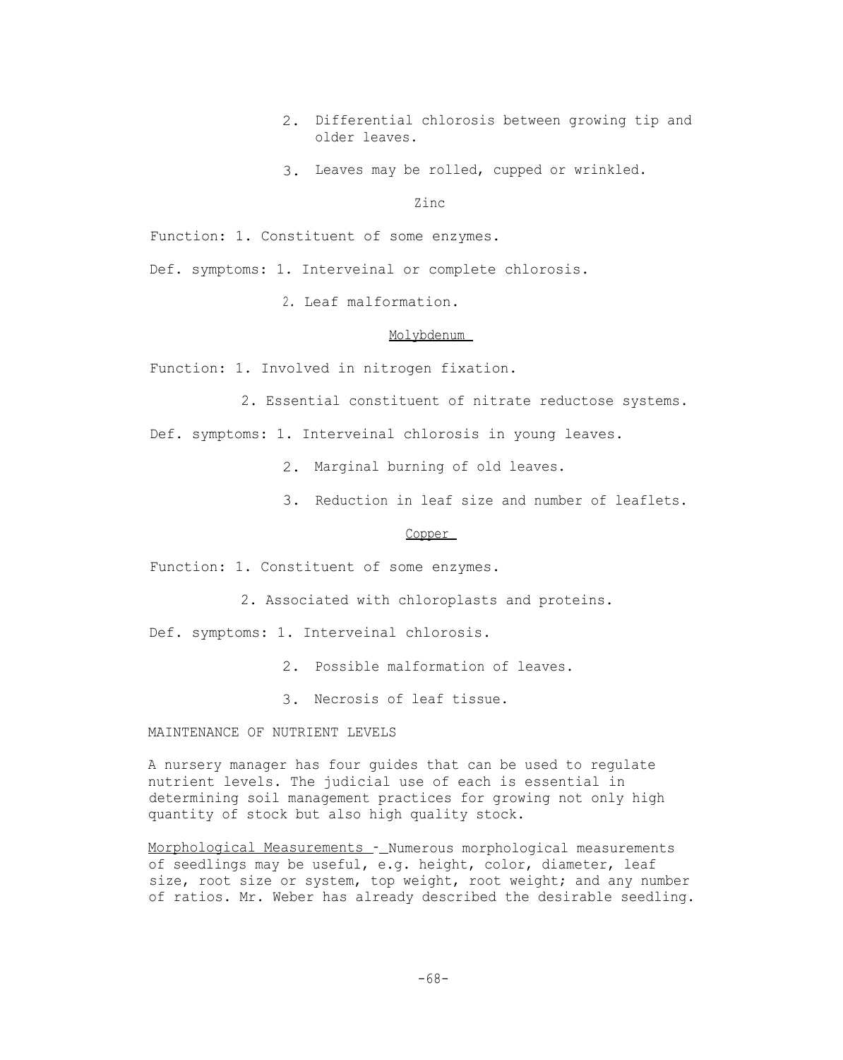2. Differential chlorosis between growing tip and older leaves.

3. Leaves may be rolled, cupped or wrinkled.

### Zinc

Function: 1. Constituent of some enzymes.

Def. symptoms: 1. Interveinal or complete chlorosis.

2. Leaf malformation.

### Molybdenum

Function: 1. Involved in nitrogen fixation.

2. Essential constituent of nitrate reductose systems.

Def. symptoms: 1. Interveinal chlorosis in young leaves.

2. Marginal burning of old leaves.

3. Reduction in leaf size and number of leaflets.

### Copper

Function: 1. Constituent of some enzymes.

2. Associated with chloroplasts and proteins.

Def. symptoms: 1. Interveinal chlorosis.

2. Possible malformation of leaves.

3. Necrosis of leaf tissue.

## MAINTENANCE OF NUTRIENT LEVELS

A nursery manager has four guides that can be used to regulate nutrient levels. The judicial use of each is essential in determining soil management practices for growing not only high quantity of stock but also high quality stock.

Morphological Measurements - Numerous morphological measurements of seedlings may be useful, e.g. height, color, diameter, leaf size, root size or system, top weight, root weight; and any number of ratios. Mr. Weber has already described the desirable seedling.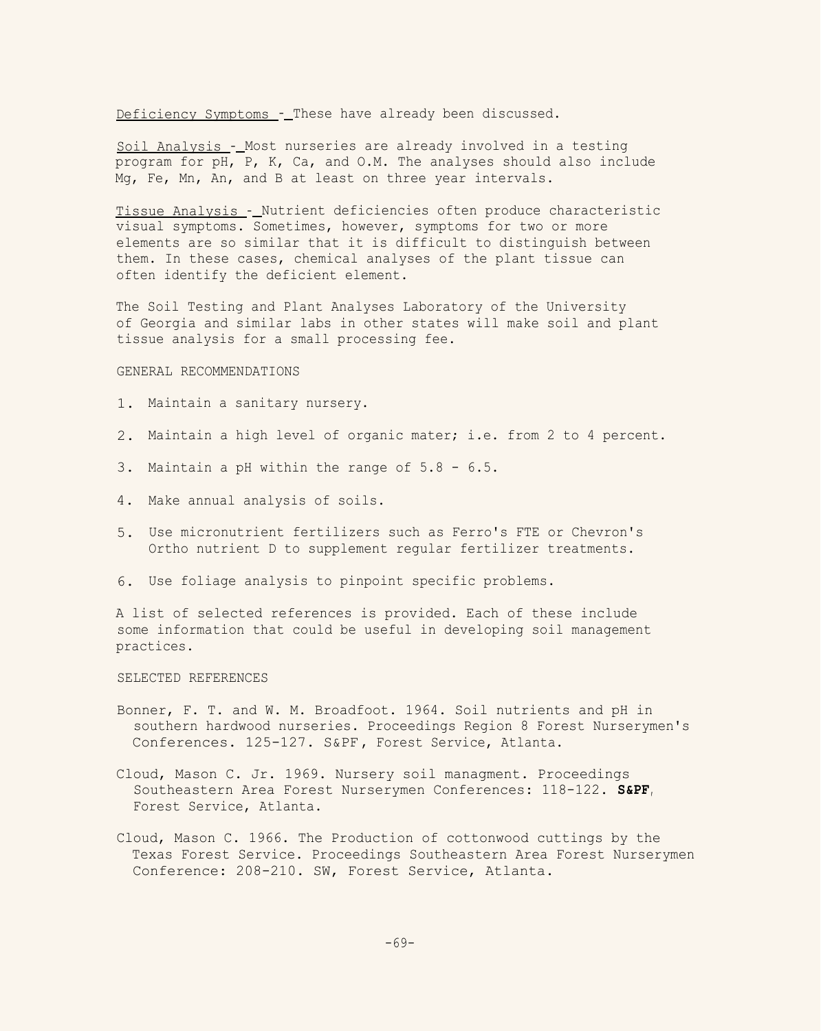<u>Deficiency Symptoms</u> - These have already been discussed.

<u>Soil Analysis</u> - Most nurseries are already involved in a testing program for pH, P, K, Ca, and O.M. The analyses should also include Mg, Fe, Mn, An, and B at least on three year intervals.

<u>Tissue Analysis</u> - Nutrient deficiencies often produce characteristic visual symptoms. Sometimes, however, symptoms for two or more elements are so similar that it is difficult to distinguish between them. In these cases, chemical analyses of the plant tissue can often identify the deficient element.

The Soil Testing and Plant Analyses Laboratory of the University of Georgia and similar labs in other states will make soil and plant tissue analysis for a small processing fee.

## GENERAL RECOMMENDATIONS

1. Maintain a sanitary nursery.
2. Maintain a high level of organic mater; i.e. from 2 to 4 percent.
3. Maintain a pH within the range of 5.8 - 6.5.
4. Make annual analysis of soils.
5. Use micronutrient fertilizers such as Ferro's FTE or Chevron's Ortho nutrient D to supplement regular fertilizer treatments.
6. Use foliage analysis to pinpoint specific problems.

A list of selected references is provided. Each of these include some information that could be useful in developing soil management practices.

## SELECTED REFERENCES

Bonner, F. T. and W. M. Broadfoot. 1964. Soil nutrients and pH in southern hardwood nurseries. Proceedings Region 8 Forest Nurserymen's Conferences. 125-127. S&PF, Forest Service, Atlanta.

Cloud, Mason C. Jr. 1969. Nursery soil managment. Proceedings Southeastern Area Forest Nurserymen Conferences: 118-122. **S&PF**, Forest Service, Atlanta.

Cloud, Mason C. 1966. The Production of cottonwood cuttings by the Texas Forest Service. Proceedings Southeastern Area Forest Nurserymen Conference: 208-210. SW, Forest Service, Atlanta.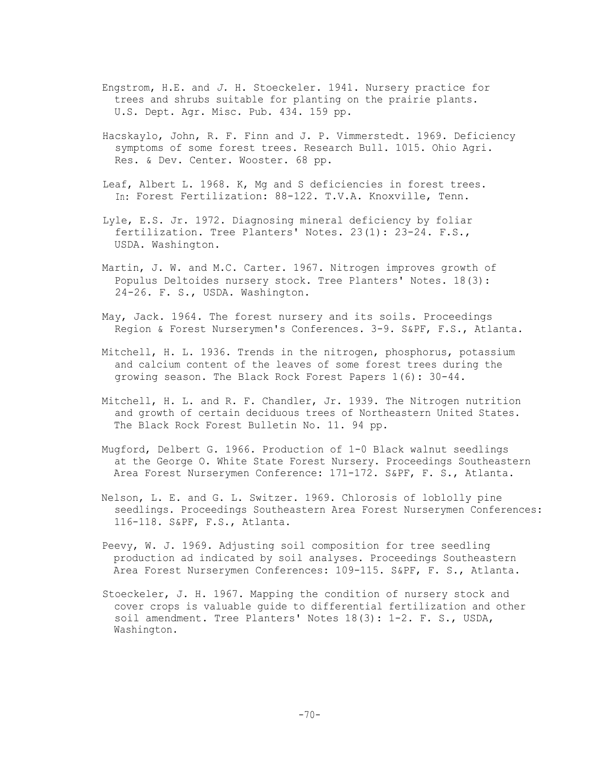Engstrom, H.E. and J. H. Stoeckeler. 1941. Nursery practice for trees and shrubs suitable for planting on the prairie plants. U.S. Dept. Agr. Misc. Pub. 434. 159 pp.

Hacskaylo, John, R. F. Finn and J. P. Vimmerstedt. 1969. Deficiency symptoms of some forest trees. Research Bull. 1015. Ohio Agri. Res. & Dev. Center. Wooster. 68 pp.

Leaf, Albert L. 1968. K, Mg and S deficiencies in forest trees. In: Forest Fertilization: 88-122. T.V.A. Knoxville, Tenn.

Lyle, E.S. Jr. 1972. Diagnosing mineral deficiency by foliar fertilization. Tree Planters' Notes. 23(1): 23-24. F.S., USDA. Washington.

Martin, J. W. and M.C. Carter. 1967. Nitrogen improves growth of Populus Deltoides nursery stock. Tree Planters' Notes. 18(3): 24-26. F. S., USDA. Washington.

May, Jack. 1964. The forest nursery and its soils. Proceedings Region & Forest Nurserymen's Conferences. 3-9. S&PF, F.S., Atlanta.

Mitchell, H. L. 1936. Trends in the nitrogen, phosphorus, potassium and calcium content of the leaves of some forest trees during the growing season. The Black Rock Forest Papers 1(6): 30-44.

Mitchell, H. L. and R. F. Chandler, Jr. 1939. The Nitrogen nutrition and growth of certain deciduous trees of Northeastern United States. The Black Rock Forest Bulletin No. 11. 94 pp.

Mugford, Delbert G. 1966. Production of 1-0 Black walnut seedlings at the George O. White State Forest Nursery. Proceedings Southeastern Area Forest Nurserymen Conference: 171-172. S&PF, F. S., Atlanta.

Nelson, L. E. and G. L. Switzer. 1969. Chlorosis of loblolly pine seedlings. Proceedings Southeastern Area Forest Nurserymen Conferences: 116-118. S&PF, F.S., Atlanta.

Peevy, W. J. 1969. Adjusting soil composition for tree seedling production ad indicated by soil analyses. Proceedings Southeastern Area Forest Nurserymen Conferences: 109-115. S&PF, F. S., Atlanta.

Stoeckeler, J. H. 1967. Mapping the condition of nursery stock and cover crops is valuable guide to differential fertilization and other soil amendment. Tree Planters' Notes 18(3): 1-2. F. S., USDA, Washington.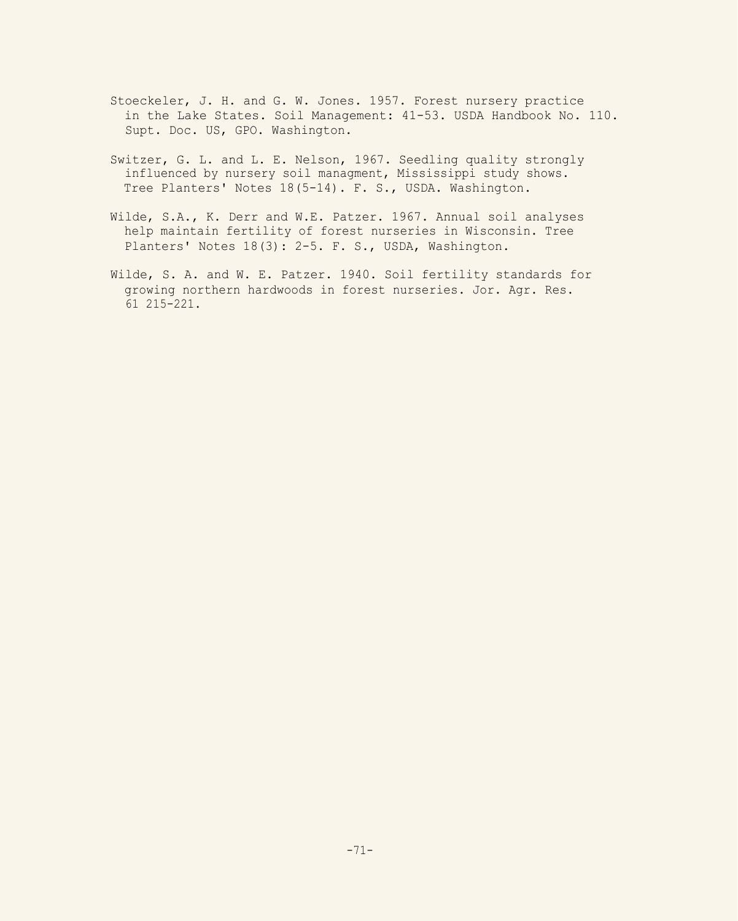Stoeckeler, J. H. and G. W. Jones. 1957. Forest nursery practice in the Lake States. Soil Management: 41-53. USDA Handbook No. 110. Supt. Doc. US, GPO. Washington.

Switzer, G. L. and L. E. Nelson, 1967. Seedling quality strongly influenced by nursery soil managment, Mississippi study shows. Tree Planters' Notes 18(5-14). F. S., USDA. Washington.

Wilde, S.A., K. Derr and W.E. Patzer. 1967. Annual soil analyses help maintain fertility of forest nurseries in Wisconsin. Tree Planters' Notes 18(3): 2-5. F. S., USDA, Washington.

Wilde, S. A. and W. E. Patzer. 1940. Soil fertility standards for growing northern hardwoods in forest nurseries. Jor. Agr. Res. 61 215-221.